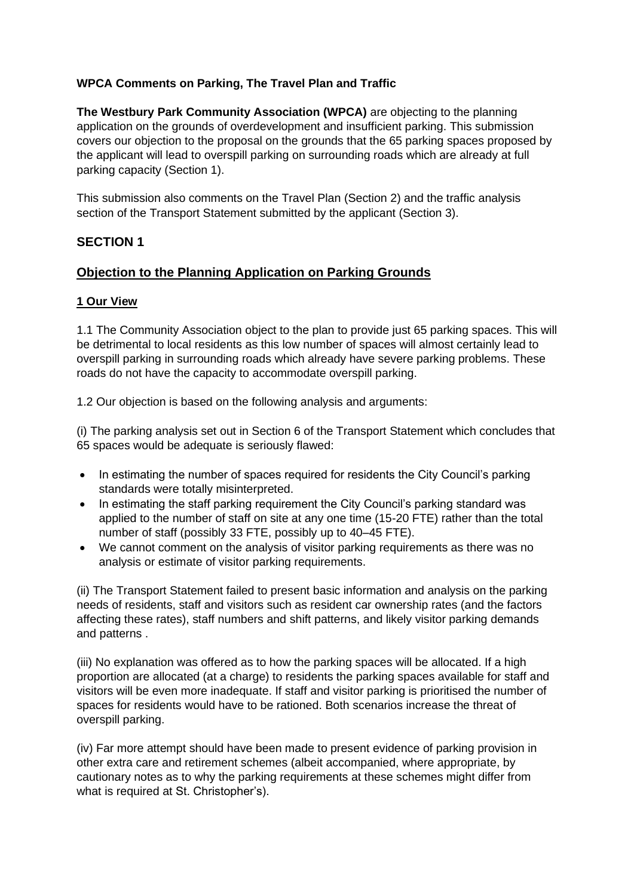**WPCA Comments on Parking, The Travel Plan and Traffic**

**The Westbury Park Community Association (WPCA)** are objecting to the planning application on the grounds of overdevelopment and insufficient parking. This submission covers our objection to the proposal on the grounds that the 65 parking spaces proposed by the applicant will lead to overspill parking on surrounding roads which are already at full parking capacity (Section 1).

This submission also comments on the Travel Plan (Section 2) and the traffic analysis section of the Transport Statement submitted by the applicant (Section 3).

## SECTION 1

## Objection to the Planning Application on Parking Grounds

### 1 Our View

1.1 The Community Association object to the plan to provide just 65 parking spaces. This will be detrimental to local residents as this low number of spaces will almost certainly lead to overspill parking in surrounding roads which already have severe parking problems. These roads do not have the capacity to accommodate overspill parking.

1.2 Our objection is based on the following analysis and arguments:

(i) The parking analysis set out in Section 6 of the Transport Statement which concludes that 65 spaces would be adequate is seriously flawed:

- In estimating the number of spaces required for residents the City Council's parking standards were totally misinterpreted.
- In estimating the staff parking requirement the City Council's parking standard was applied to the number of staff on site at any one time (15-20 FTE) rather than the total number of staff (possibly 33 FTE, possibly up to 40–45 FTE).
- We cannot comment on the analysis of visitor parking requirements as there was no analysis or estimate of visitor parking requirements.

(ii) The Transport Statement failed to present basic information and analysis on the parking needs of residents, staff and visitors such as resident car ownership rates (and the factors affecting these rates), staff numbers and shift patterns, and likely visitor parking demands and patterns .

(iii) No explanation was offered as to how the parking spaces will be allocated. If a high proportion are allocated (at a charge) to residents the parking spaces available for staff and visitors will be even more inadequate. If staff and visitor parking is prioritised the number of spaces for residents would have to be rationed. Both scenarios increase the threat of overspill parking.

(iv) Far more attempt should have been made to present evidence of parking provision in other extra care and retirement schemes (albeit accompanied, where appropriate, by cautionary notes as to why the parking requirements at these schemes might differ from what is required at St. Christopher's).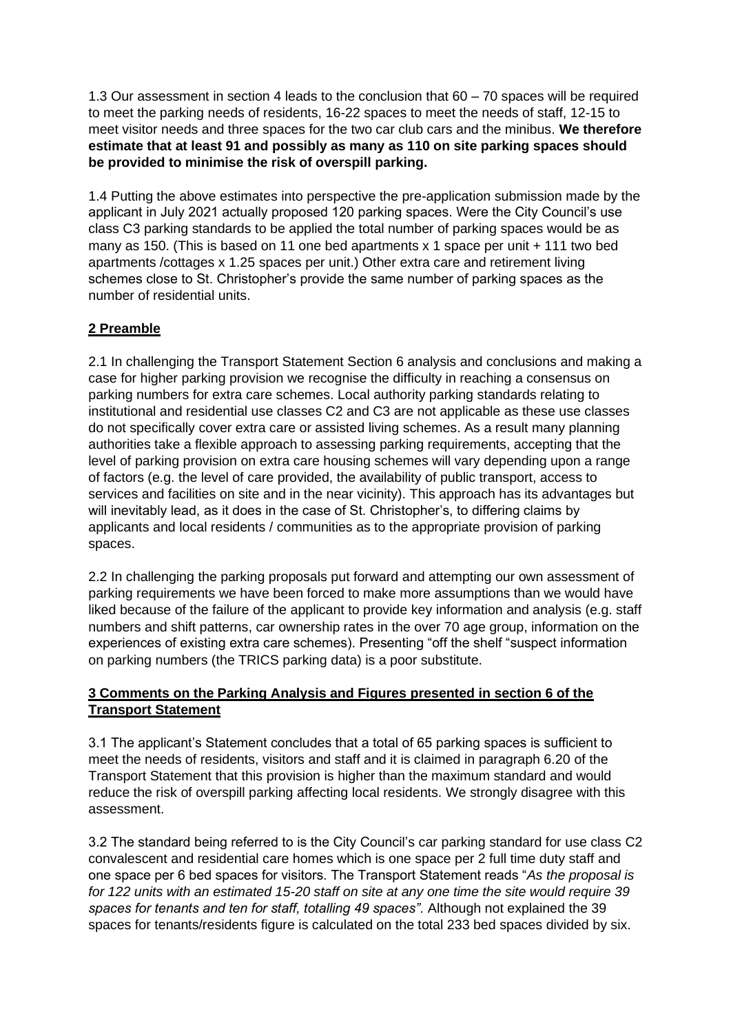1.3 Our assessment in section 4 leads to the conclusion that 60 – 70 spaces will be required to meet the parking needs of residents, 16-22 spaces to meet the needs of staff, 12-15 to meet visitor needs and three spaces for the two car club cars and the minibus. **We therefore estimate that at least 91 and possibly as many as 110 on site parking spaces should be provided to minimise the risk of overspill parking.**

1.4 Putting the above estimates into perspective the pre-application submission made by the applicant in July 2021 actually proposed 120 parking spaces. Were the City Council's use class C3 parking standards to be applied the total number of parking spaces would be as many as 150. (This is based on 11 one bed apartments x 1 space per unit + 111 two bed apartments /cottages x 1.25 spaces per unit.) Other extra care and retirement living schemes close to St. Christopher's provide the same number of parking spaces as the number of residential units.

## 2 Preamble

2.1 In challenging the Transport Statement Section 6 analysis and conclusions and making a case for higher parking provision we recognise the difficulty in reaching a consensus on parking numbers for extra care schemes. Local authority parking standards relating to institutional and residential use classes C2 and C3 are not applicable as these use classes do not specifically cover extra care or assisted living schemes. As a result many planning authorities take a flexible approach to assessing parking requirements, accepting that the level of parking provision on extra care housing schemes will vary depending upon a range of factors (e.g. the level of care provided, the availability of public transport, access to services and facilities on site and in the near vicinity). This approach has its advantages but will inevitably lead, as it does in the case of St. Christopher's, to differing claims by applicants and local residents / communities as to the appropriate provision of parking spaces.

2.2 In challenging the parking proposals put forward and attempting our own assessment of parking requirements we have been forced to make more assumptions than we would have liked because of the failure of the applicant to provide key information and analysis (e.g. staff numbers and shift patterns, car ownership rates in the over 70 age group, information on the experiences of existing extra care schemes). Presenting "off the shelf "suspect information on parking numbers (the TRICS parking data) is a poor substitute.

## 3 Comments on the Parking Analysis and Figures presented in section 6 of the Transport Statement

3.1 The applicant's Statement concludes that a total of 65 parking spaces is sufficient to meet the needs of residents, visitors and staff and it is claimed in paragraph 6.20 of the Transport Statement that this provision is higher than the maximum standard and would reduce the risk of overspill parking affecting local residents. We strongly disagree with this assessment.

3.2 The standard being referred to is the City Council's car parking standard for use class C2 convalescent and residential care homes which is one space per 2 full time duty staff and one space per 6 bed spaces for visitors. The Transport Statement reads "*As the proposal is for 122 units with an estimated 15-20 staff on site at any one time the site would require 39 spaces for tenants and ten for staff, totalling 49 spaces"*. Although not explained the 39 spaces for tenants/residents figure is calculated on the total 233 bed spaces divided by six.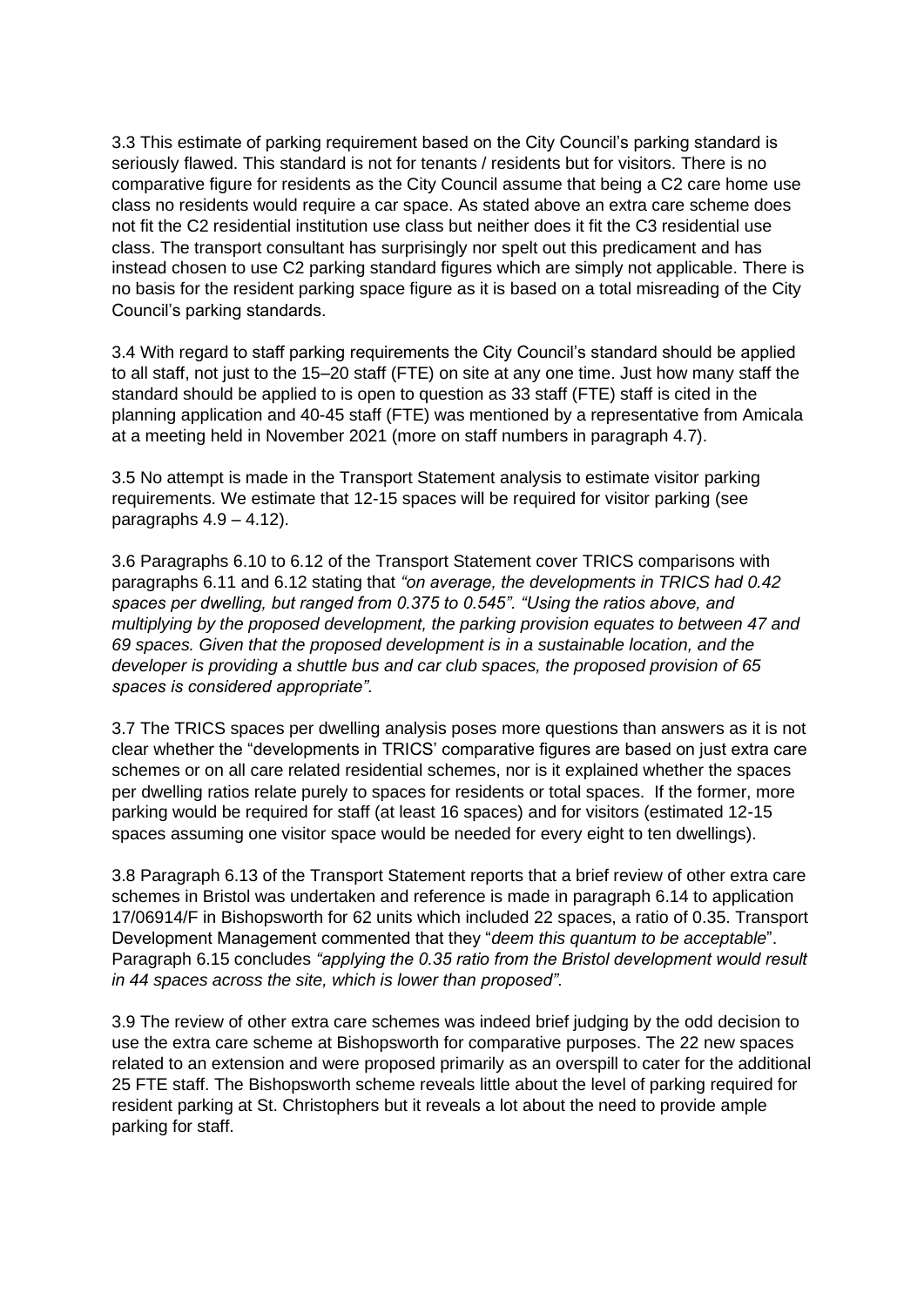3.3 This estimate of parking requirement based on the City Council's parking standard is seriously flawed. This standard is not for tenants / residents but for visitors. There is no comparative figure for residents as the City Council assume that being a C2 care home use class no residents would require a car space. As stated above an extra care scheme does not fit the C2 residential institution use class but neither does it fit the C3 residential use class. The transport consultant has surprisingly nor spelt out this predicament and has instead chosen to use C2 parking standard figures which are simply not applicable. There is no basis for the resident parking space figure as it is based on a total misreading of the City Council's parking standards.

3.4 With regard to staff parking requirements the City Council's standard should be applied to all staff, not just to the 15–20 staff (FTE) on site at any one time. Just how many staff the standard should be applied to is open to question as 33 staff (FTE) staff is cited in the planning application and 40-45 staff (FTE) was mentioned by a representative from Amicala at a meeting held in November 2021 (more on staff numbers in paragraph 4.7).

3.5 No attempt is made in the Transport Statement analysis to estimate visitor parking requirements. We estimate that 12-15 spaces will be required for visitor parking (see paragraphs 4.9 – 4.12).

3.6 Paragraphs 6.10 to 6.12 of the Transport Statement cover TRICS comparisons with paragraphs 6.11 and 6.12 stating that *"on average, the developments in TRICS had 0.42 spaces per dwelling, but ranged from 0.375 to 0.545". "Using the ratios above, and multiplying by the proposed development, the parking provision equates to between 47 and 69 spaces. Given that the proposed development is in a sustainable location, and the developer is providing a shuttle bus and car club spaces, the proposed provision of 65 spaces is considered appropriate"*.

3.7 The TRICS spaces per dwelling analysis poses more questions than answers as it is not clear whether the "developments in TRICS' comparative figures are based on just extra care schemes or on all care related residential schemes, nor is it explained whether the spaces per dwelling ratios relate purely to spaces for residents or total spaces. If the former, more parking would be required for staff (at least 16 spaces) and for visitors (estimated 12-15 spaces assuming one visitor space would be needed for every eight to ten dwellings).

3.8 Paragraph 6.13 of the Transport Statement reports that a brief review of other extra care schemes in Bristol was undertaken and reference is made in paragraph 6.14 to application 17/06914/F in Bishopsworth for 62 units which included 22 spaces, a ratio of 0.35. Transport Development Management commented that they "*deem this quantum to be acceptable*". Paragraph 6.15 concludes *"applying the 0.35 ratio from the Bristol development would result in 44 spaces across the site, which is lower than proposed".*

3.9 The review of other extra care schemes was indeed brief judging by the odd decision to use the extra care scheme at Bishopsworth for comparative purposes. The 22 new spaces related to an extension and were proposed primarily as an overspill to cater for the additional 25 FTE staff. The Bishopsworth scheme reveals little about the level of parking required for resident parking at St. Christophers but it reveals a lot about the need to provide ample parking for staff.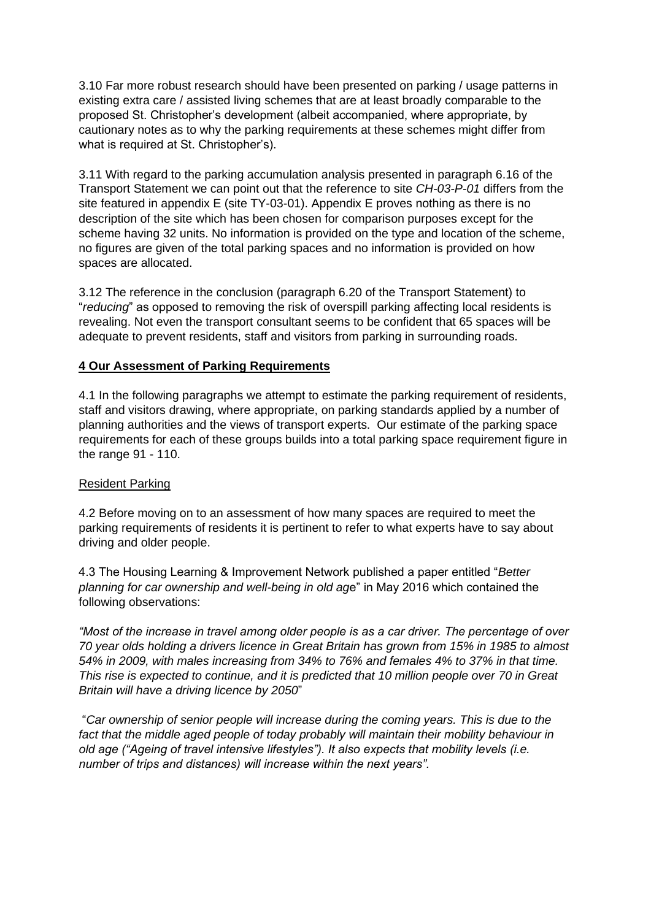3.10 Far more robust research should have been presented on parking / usage patterns in existing extra care / assisted living schemes that are at least broadly comparable to the proposed St. Christopher's development (albeit accompanied, where appropriate, by cautionary notes as to why the parking requirements at these schemes might differ from what is required at St. Christopher's).

3.11 With regard to the parking accumulation analysis presented in paragraph 6.16 of the Transport Statement we can point out that the reference to site *CH-03-P-01* differs from the site featured in appendix E (site TY-03-01). Appendix E proves nothing as there is no description of the site which has been chosen for comparison purposes except for the scheme having 32 units. No information is provided on the type and location of the scheme, no figures are given of the total parking spaces and no information is provided on how spaces are allocated.

3.12 The reference in the conclusion (paragraph 6.20 of the Transport Statement) to "*reducing*" as opposed to removing the risk of overspill parking affecting local residents is revealing. Not even the transport consultant seems to be confident that 65 spaces will be adequate to prevent residents, staff and visitors from parking in surrounding roads.

## **4 Our Assessment of Parking Requirements**

4.1 In the following paragraphs we attempt to estimate the parking requirement of residents, staff and visitors drawing, where appropriate, on parking standards applied by a number of planning authorities and the views of transport experts. Our estimate of the parking space requirements for each of these groups builds into a total parking space requirement figure in the range 91 - 110.

### Resident Parking

4.2 Before moving on to an assessment of how many spaces are required to meet the parking requirements of residents it is pertinent to refer to what experts have to say about driving and older people.

4.3 The Housing Learning & Improvement Network published a paper entitled "*Better planning for car ownership and well-being in old age*" in May 2016 which contained the following observations:

*"Most of the increase in travel among older people is as a car driver. The percentage of over 70 year olds holding a drivers licence in Great Britain has grown from 15% in 1985 to almost 54% in 2009, with males increasing from 34% to 76% and females 4% to 37% in that time. This rise is expected to continue, and it is predicted that 10 million people over 70 in Great Britain will have a driving licence by 2050*"

"*Car ownership of senior people will increase during the coming years. This is due to the fact that the middle aged people of today probably will maintain their mobility behaviour in old age ("Ageing of travel intensive lifestyles"). It also expects that mobility levels (i.e. number of trips and distances) will increase within the next years".*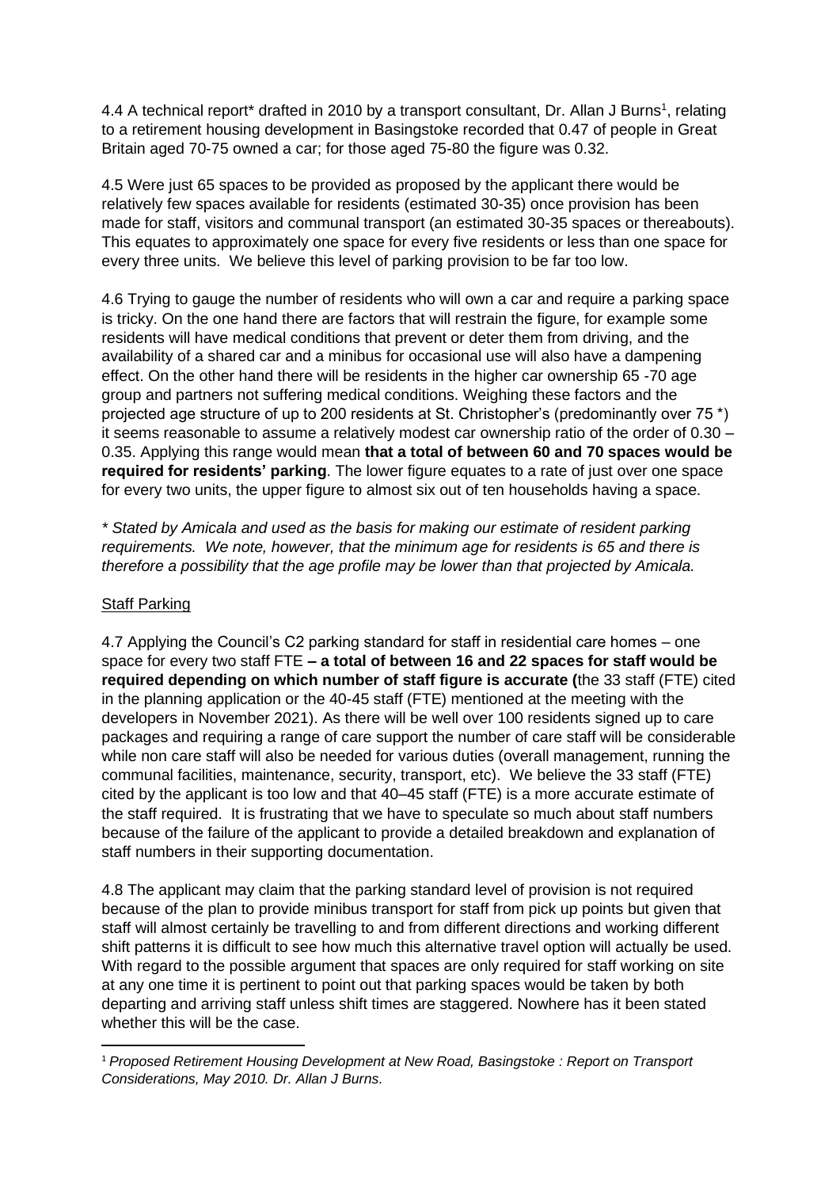4.4 A technical report* drafted in 2010 by a transport consultant, Dr. Allan J Burns[1], relating to a retirement housing development in Basingstoke recorded that 0.47 of people in Great Britain aged 70-75 owned a car; for those aged 75-80 the figure was 0.32.

4.5 Were just 65 spaces to be provided as proposed by the applicant there would be relatively few spaces available for residents (estimated 30-35) once provision has been made for staff, visitors and communal transport (an estimated 30-35 spaces or thereabouts). This equates to approximately one space for every five residents or less than one space for every three units. We believe this level of parking provision to be far too low.

4.6 Trying to gauge the number of residents who will own a car and require a parking space is tricky. On the one hand there are factors that will restrain the figure, for example some residents will have medical conditions that prevent or deter them from driving, and the availability of a shared car and a minibus for occasional use will also have a dampening effect. On the other hand there will be residents in the higher car ownership 65 -70 age group and partners not suffering medical conditions. Weighing these factors and the projected age structure of up to 200 residents at St. Christopher's (predominantly over 75 *) it seems reasonable to assume a relatively modest car ownership ratio of the order of 0.30 – 0.35. Applying this range would mean **that a total of between 60 and 70 spaces would be required for residents' parking**. The lower figure equates to a rate of just over one space for every two units, the upper figure to almost six out of ten households having a space.

*\* Stated by Amicala and used as the basis for making our estimate of resident parking requirements. We note, however, that the minimum age for residents is 65 and there is therefore a possibility that the age profile may be lower than that projected by Amicala.*

<u>Staff Parking</u>

4.7 Applying the Council's C2 parking standard for staff in residential care homes – one space for every two staff FTE **– a total of between 16 and 22 spaces for staff would be required depending on which number of staff figure is accurate (**the 33 staff (FTE) cited in the planning application or the 40-45 staff (FTE) mentioned at the meeting with the developers in November 2021). As there will be well over 100 residents signed up to care packages and requiring a range of care support the number of care staff will be considerable while non care staff will also be needed for various duties (overall management, running the communal facilities, maintenance, security, transport, etc). We believe the 33 staff (FTE) cited by the applicant is too low and that 40–45 staff (FTE) is a more accurate estimate of the staff required. It is frustrating that we have to speculate so much about staff numbers because of the failure of the applicant to provide a detailed breakdown and explanation of staff numbers in their supporting documentation.

4.8 The applicant may claim that the parking standard level of provision is not required because of the plan to provide minibus transport for staff from pick up points but given that staff will almost certainly be travelling to and from different directions and working different shift patterns it is difficult to see how much this alternative travel option will actually be used. With regard to the possible argument that spaces are only required for staff working on site at any one time it is pertinent to point out that parking spaces would be taken by both departing and arriving staff unless shift times are staggered. Nowhere has it been stated whether this will be the case.

---

[1] *Proposed Retirement Housing Development at New Road, Basingstoke : Report on Transport Considerations, May 2010. Dr. Allan J Burns.*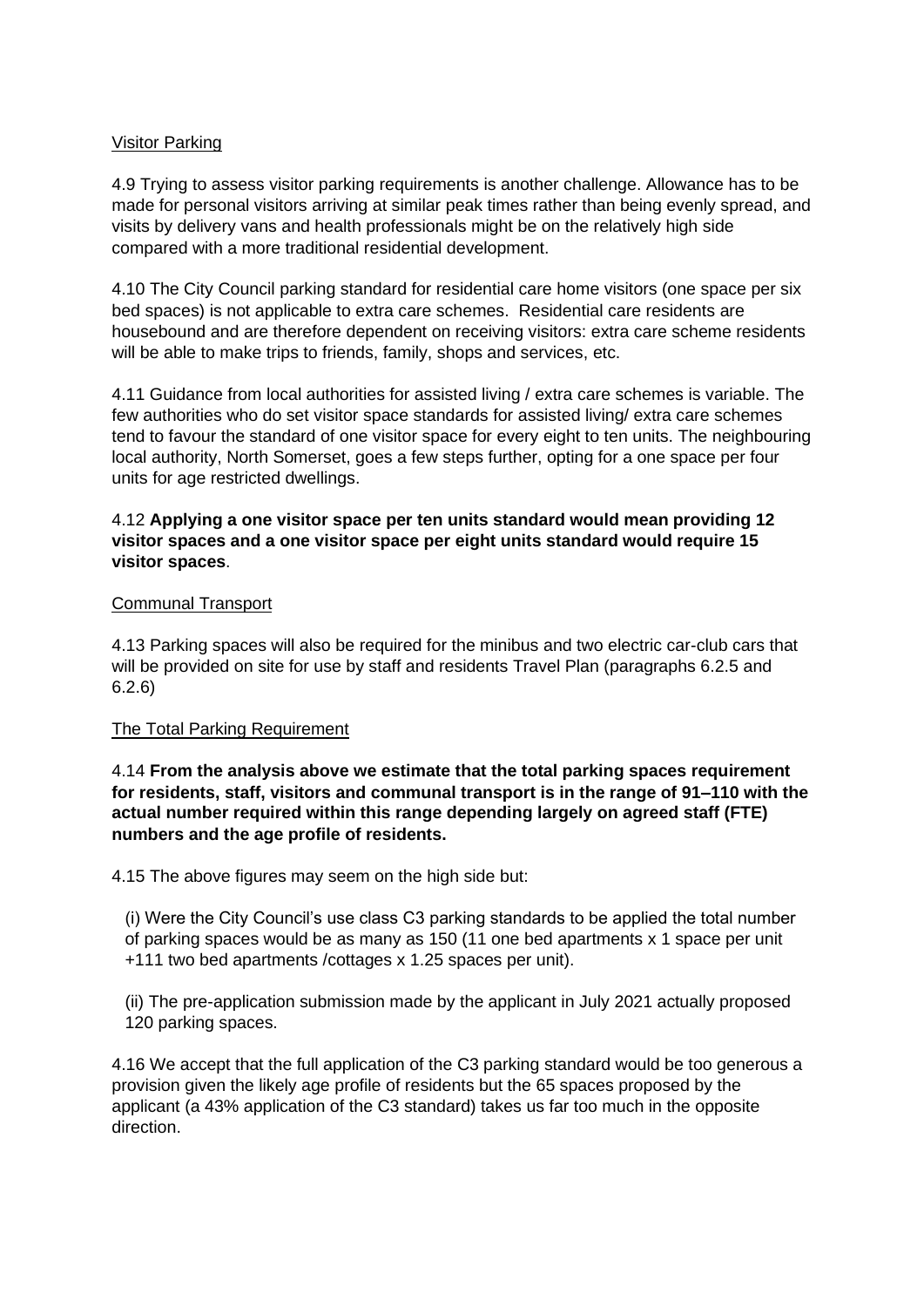Visitor Parking

4.9 Trying to assess visitor parking requirements is another challenge. Allowance has to be made for personal visitors arriving at similar peak times rather than being evenly spread, and visits by delivery vans and health professionals might be on the relatively high side compared with a more traditional residential development.

4.10 The City Council parking standard for residential care home visitors (one space per six bed spaces) is not applicable to extra care schemes. Residential care residents are housebound and are therefore dependent on receiving visitors: extra care scheme residents will be able to make trips to friends, family, shops and services, etc.

4.11 Guidance from local authorities for assisted living / extra care schemes is variable. The few authorities who do set visitor space standards for assisted living/ extra care schemes tend to favour the standard of one visitor space for every eight to ten units. The neighbouring local authority, North Somerset, goes a few steps further, opting for a one space per four units for age restricted dwellings.

4.12 **Applying a one visitor space per ten units standard would mean providing 12 visitor spaces and a one visitor space per eight units standard would require 15 visitor spaces**.

Communal Transport

4.13 Parking spaces will also be required for the minibus and two electric car-club cars that will be provided on site for use by staff and residents Travel Plan (paragraphs 6.2.5 and 6.2.6)

The Total Parking Requirement

4.14 **From the analysis above we estimate that the total parking spaces requirement for residents, staff, visitors and communal transport is in the range of 91–110 with the actual number required within this range depending largely on agreed staff (FTE) numbers and the age profile of residents.**

4.15 The above figures may seem on the high side but:

(i) Were the City Council's use class C3 parking standards to be applied the total number of parking spaces would be as many as 150 (11 one bed apartments x 1 space per unit +111 two bed apartments /cottages x 1.25 spaces per unit).

(ii) The pre-application submission made by the applicant in July 2021 actually proposed 120 parking spaces.

4.16 We accept that the full application of the C3 parking standard would be too generous a provision given the likely age profile of residents but the 65 spaces proposed by the applicant (a 43% application of the C3 standard) takes us far too much in the opposite direction.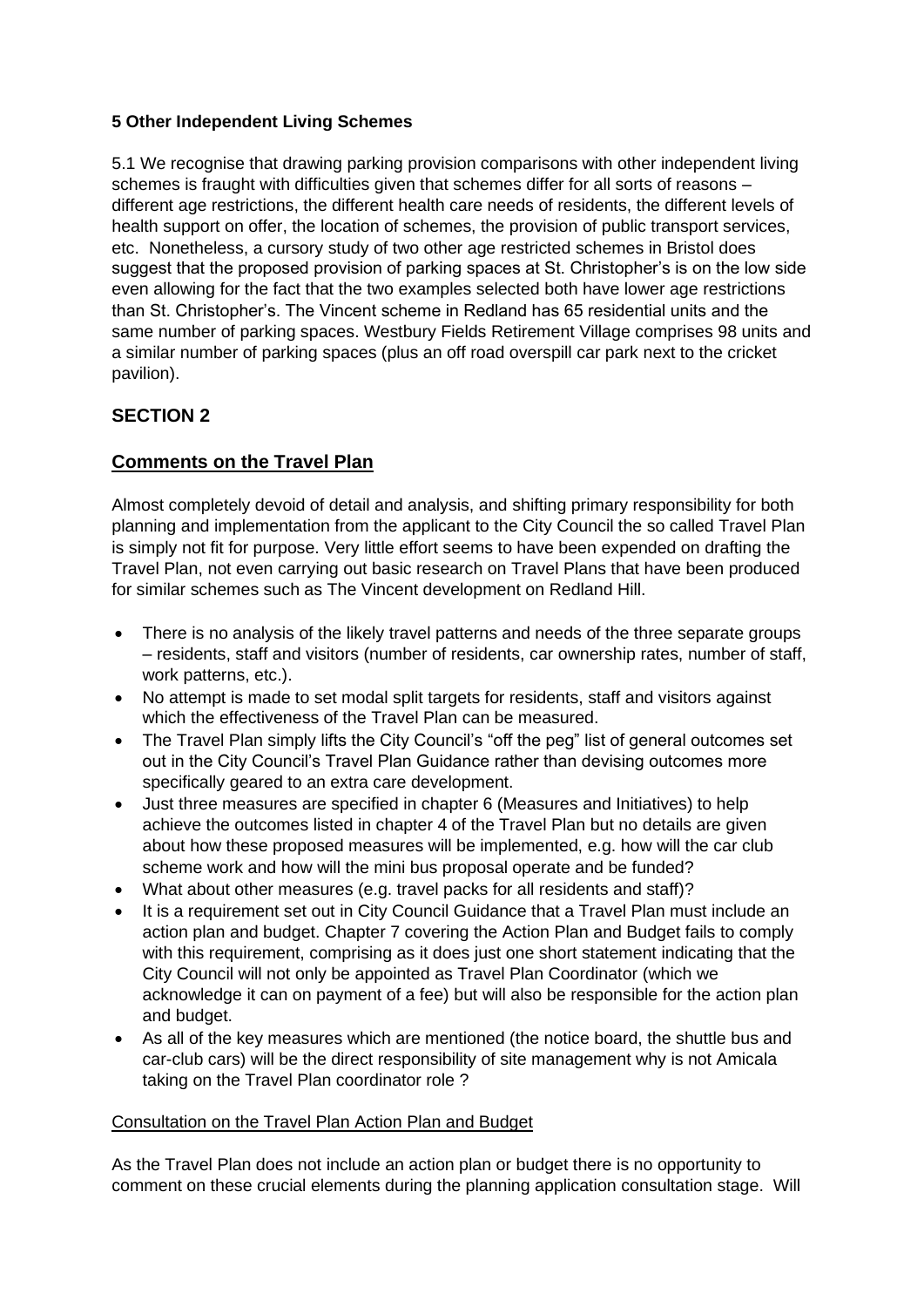**5 Other Independent Living Schemes**

5.1 We recognise that drawing parking provision comparisons with other independent living schemes is fraught with difficulties given that schemes differ for all sorts of reasons – different age restrictions, the different health care needs of residents, the different levels of health support on offer, the location of schemes, the provision of public transport services, etc. Nonetheless, a cursory study of two other age restricted schemes in Bristol does suggest that the proposed provision of parking spaces at St. Christopher's is on the low side even allowing for the fact that the two examples selected both have lower age restrictions than St. Christopher's. The Vincent scheme in Redland has 65 residential units and the same number of parking spaces. Westbury Fields Retirement Village comprises 98 units and a similar number of parking spaces (plus an off road overspill car park next to the cricket pavilion).

## SECTION 2

## Comments on the Travel Plan

Almost completely devoid of detail and analysis, and shifting primary responsibility for both planning and implementation from the applicant to the City Council the so called Travel Plan is simply not fit for purpose. Very little effort seems to have been expended on drafting the Travel Plan, not even carrying out basic research on Travel Plans that have been produced for similar schemes such as The Vincent development on Redland Hill.

- There is no analysis of the likely travel patterns and needs of the three separate groups – residents, staff and visitors (number of residents, car ownership rates, number of staff, work patterns, etc.).
- No attempt is made to set modal split targets for residents, staff and visitors against which the effectiveness of the Travel Plan can be measured.
- The Travel Plan simply lifts the City Council's "off the peg" list of general outcomes set out in the City Council's Travel Plan Guidance rather than devising outcomes more specifically geared to an extra care development.
- Just three measures are specified in chapter 6 (Measures and Initiatives) to help achieve the outcomes listed in chapter 4 of the Travel Plan but no details are given about how these proposed measures will be implemented, e.g. how will the car club scheme work and how will the mini bus proposal operate and be funded?
- What about other measures (e.g. travel packs for all residents and staff)?
- It is a requirement set out in City Council Guidance that a Travel Plan must include an action plan and budget. Chapter 7 covering the Action Plan and Budget fails to comply with this requirement, comprising as it does just one short statement indicating that the City Council will not only be appointed as Travel Plan Coordinator (which we acknowledge it can on payment of a fee) but will also be responsible for the action plan and budget.
- As all of the key measures which are mentioned (the notice board, the shuttle bus and car-club cars) will be the direct responsibility of site management why is not Amicala taking on the Travel Plan coordinator role ?

Consultation on the Travel Plan Action Plan and Budget

As the Travel Plan does not include an action plan or budget there is no opportunity to comment on these crucial elements during the planning application consultation stage. Will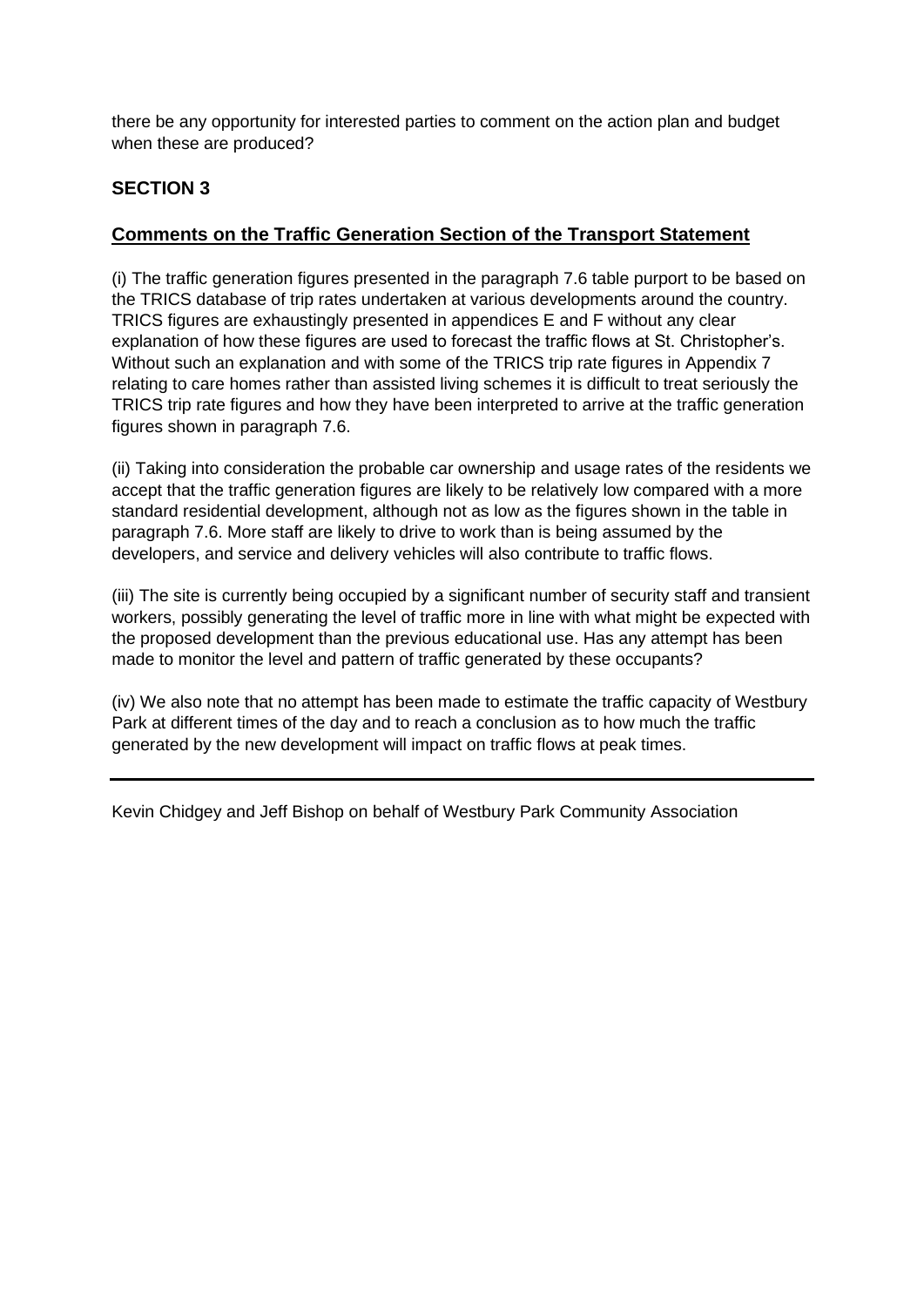there be any opportunity for interested parties to comment on the action plan and budget when these are produced?

## SECTION 3

### Comments on the Traffic Generation Section of the Transport Statement

(i) The traffic generation figures presented in the paragraph 7.6 table purport to be based on the TRICS database of trip rates undertaken at various developments around the country. TRICS figures are exhaustingly presented in appendices E and F without any clear explanation of how these figures are used to forecast the traffic flows at St. Christopher's. Without such an explanation and with some of the TRICS trip rate figures in Appendix 7 relating to care homes rather than assisted living schemes it is difficult to treat seriously the TRICS trip rate figures and how they have been interpreted to arrive at the traffic generation figures shown in paragraph 7.6.

(ii) Taking into consideration the probable car ownership and usage rates of the residents we accept that the traffic generation figures are likely to be relatively low compared with a more standard residential development, although not as low as the figures shown in the table in paragraph 7.6. More staff are likely to drive to work than is being assumed by the developers, and service and delivery vehicles will also contribute to traffic flows.

(iii) The site is currently being occupied by a significant number of security staff and transient workers, possibly generating the level of traffic more in line with what might be expected with the proposed development than the previous educational use. Has any attempt has been made to monitor the level and pattern of traffic generated by these occupants?

(iv) We also note that no attempt has been made to estimate the traffic capacity of Westbury Park at different times of the day and to reach a conclusion as to how much the traffic generated by the new development will impact on traffic flows at peak times.

---

Kevin Chidgey and Jeff Bishop on behalf of Westbury Park Community Association